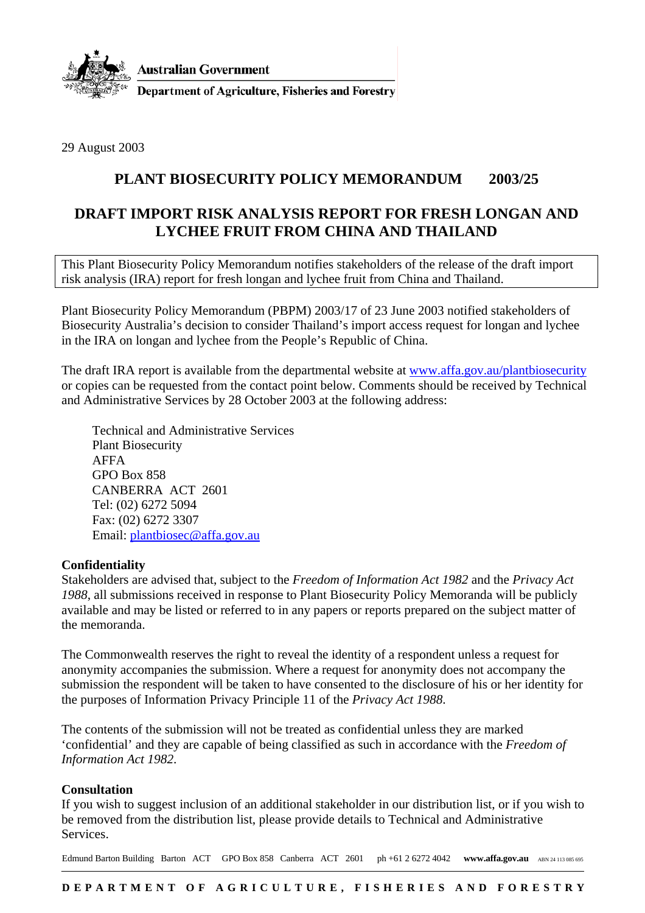Australian Government

Department of Agriculture, Fisheries and Forestry

29 August 2003

## PLANT BIOSECURITY POLICY MEMORANDUM 2003/25

## DRAFT IMPORT RISK ANALYSIS REPORT FOR FRESH LONGAN AND LYCHEE FRUIT FROM CHINA AND THAILAND

This Plant Biosecurity Policy Memorandum notifies stakeholders of the release of the draft import risk analysis (IRA) report for fresh longan and lychee fruit from China and Thailand.

Plant Biosecurity Policy Memorandum (PBPM) 2003/17 of 23 June 2003 notified stakeholders of Biosecurity Australia's decision to consider Thailand's import access request for longan and lychee in the IRA on longan and lychee from the People's Republic of China.

The draft IRA report is available from the departmental website at www.affa.gov.au/plantbiosecurity or copies can be requested from the contact point below. Comments should be received by Technical and Administrative Services by 28 October 2003 at the following address:

Technical and Administrative Services  
Plant Biosecurity  
AFFA  
GPO Box 858  
CANBERRA ACT 2601  
Tel: (02) 6272 5094  
Fax: (02) 6272 3307  
Email: plantbiosec@affa.gov.au

**Confidentiality**  
Stakeholders are advised that, subject to the *Freedom of Information Act 1982* and the *Privacy Act 1988*, all submissions received in response to Plant Biosecurity Policy Memoranda will be publicly available and may be listed or referred to in any papers or reports prepared on the subject matter of the memoranda.

The Commonwealth reserves the right to reveal the identity of a respondent unless a request for anonymity accompanies the submission. Where a request for anonymity does not accompany the submission the respondent will be taken to have consented to the disclosure of his or her identity for the purposes of Information Privacy Principle 11 of the *Privacy Act 1988*.

The contents of the submission will not be treated as confidential unless they are marked 'confidential' and they are capable of being classified as such in accordance with the *Freedom of Information Act 1982*.

**Consultation**  
If you wish to suggest inclusion of an additional stakeholder in our distribution list, or if you wish to be removed from the distribution list, please provide details to Technical and Administrative Services.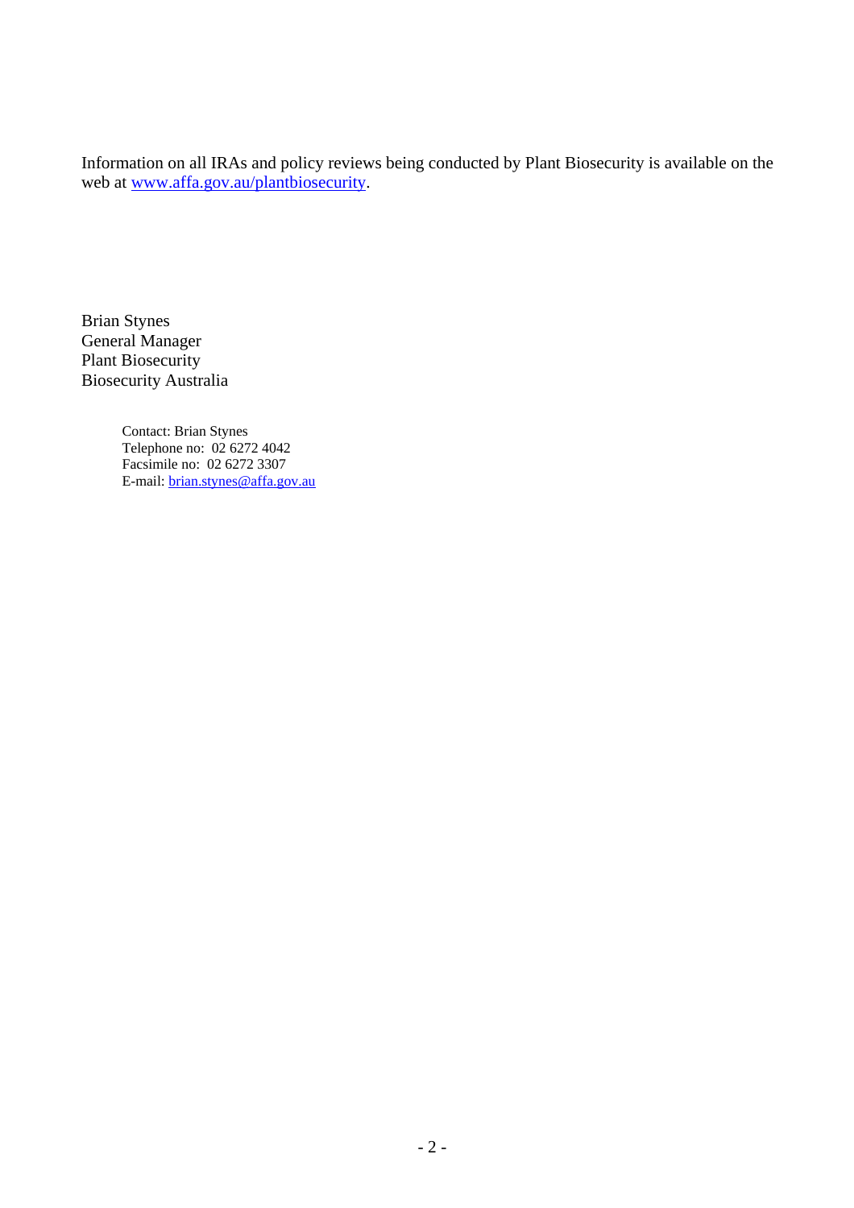Information on all IRAs and policy reviews being conducted by Plant Biosecurity is available on the web at www.affa.gov.au/plantbiosecurity.

Brian Stynes  
General Manager  
Plant Biosecurity  
Biosecurity Australia

Contact: Brian Stynes  
Telephone no: 02 6272 4042  
Facsimile no: 02 6272 3307  
E-mail: brian.stynes@affa.gov.au